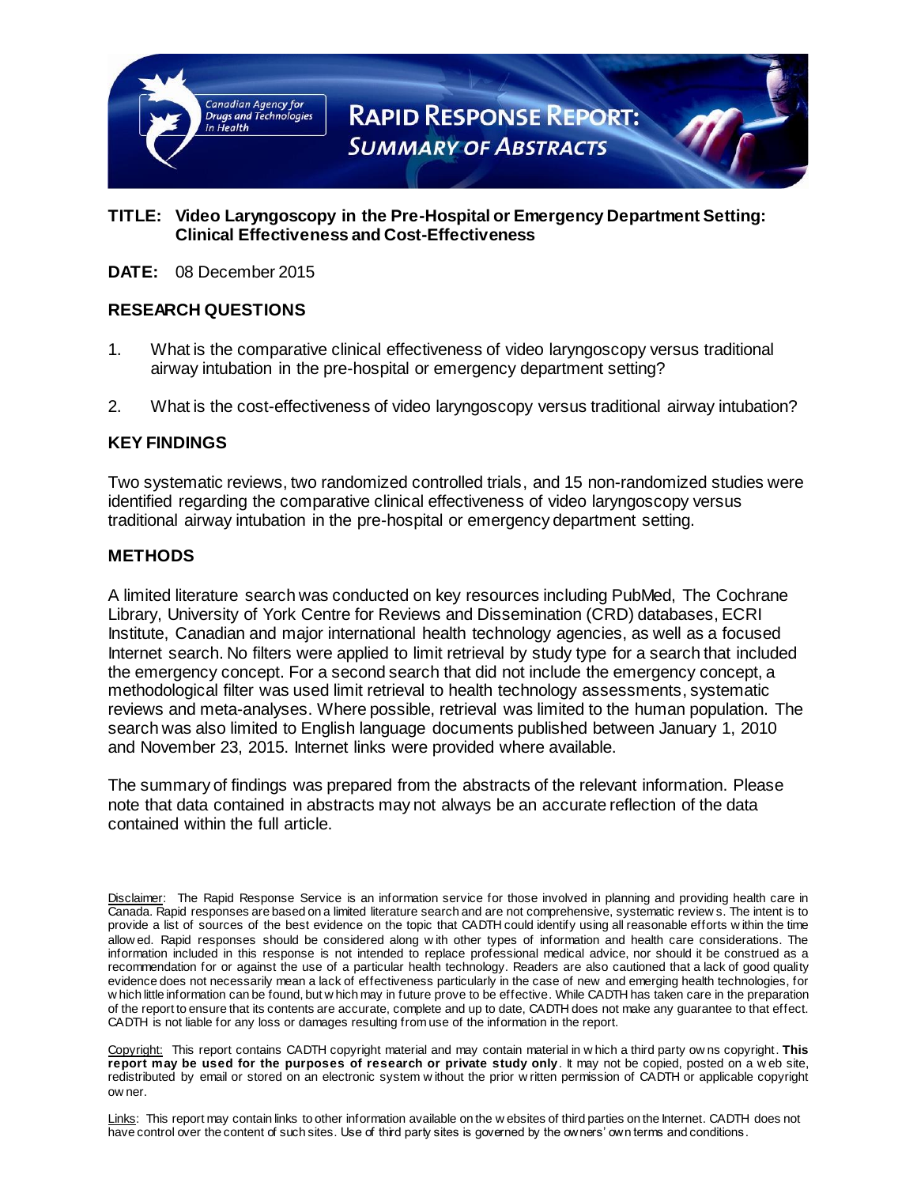Canadian Agency for Drugs and Technologies in Health

# RAPID RESPONSE REPORT: SUMMARY OF ABSTRACTS

**TITLE: Video Laryngoscopy in the Pre-Hospital or Emergency Department Setting: Clinical Effectiveness and Cost-Effectiveness**

**DATE:** 08 December 2015

## RESEARCH QUESTIONS

1. What is the comparative clinical effectiveness of video laryngoscopy versus traditional airway intubation in the pre-hospital or emergency department setting?

2. What is the cost-effectiveness of video laryngoscopy versus traditional airway intubation?

## KEY FINDINGS

Two systematic reviews, two randomized controlled trials, and 15 non-randomized studies were identified regarding the comparative clinical effectiveness of video laryngoscopy versus traditional airway intubation in the pre-hospital or emergency department setting.

## METHODS

A limited literature search was conducted on key resources including PubMed, The Cochrane Library, University of York Centre for Reviews and Dissemination (CRD) databases, ECRI Institute, Canadian and major international health technology agencies, as well as a focused Internet search. No filters were applied to limit retrieval by study type for a search that included the emergency concept. For a second search that did not include the emergency concept, a methodological filter was used limit retrieval to health technology assessments, systematic reviews and meta-analyses. Where possible, retrieval was limited to the human population. The search was also limited to English language documents published between January 1, 2010 and November 23, 2015. Internet links were provided where available.

The summary of findings was prepared from the abstracts of the relevant information. Please note that data contained in abstracts may not always be an accurate reflection of the data contained within the full article.

Disclaimer: The Rapid Response Service is an information service for those involved in planning and providing health care in Canada. Rapid responses are based on a limited literature search and are not comprehensive, systematic reviews. The intent is to provide a list of sources of the best evidence on the topic that CADTH could identify using all reasonable efforts within the time allowed. Rapid responses should be considered along with other types of information and health care considerations. The information included in this response is not intended to replace professional medical advice, nor should it be construed as a recommendation for or against the use of a particular health technology. Readers are also cautioned that a lack of good quality evidence does not necessarily mean a lack of effectiveness particularly in the case of new and emerging health technologies, for which little information can be found, but which may in future prove to be effective. While CADTH has taken care in the preparation of the report to ensure that its contents are accurate, complete and up to date, CADTH does not make any guarantee to that effect. CADTH is not liable for any loss or damages resulting from use of the information in the report.

Copyright: This report contains CADTH copyright material and may contain material in which a third party owns copyright. **This report may be used for the purposes of research or private study only**. It may not be copied, posted on a web site, redistributed by email or stored on an electronic system without the prior written permission of CADTH or applicable copyright owner.

Links: This report may contain links to other information available on the websites of third parties on the Internet. CADTH does not have control over the content of such sites. Use of third party sites is governed by the owners' own terms and conditions.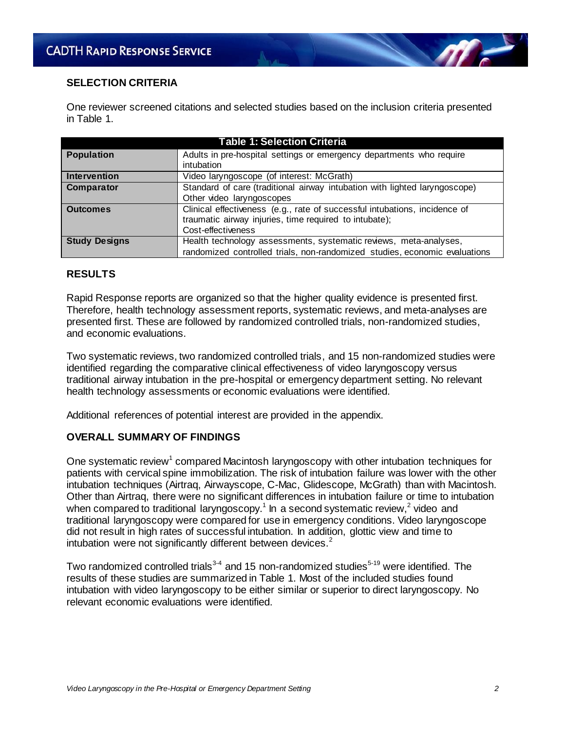## SELECTION CRITERIA

One reviewer screened citations and selected studies based on the inclusion criteria presented in Table 1.

| Table 1: Selection Criteria | |
|---|---|
| **Population** | Adults in pre-hospital settings or emergency departments who require intubation |
| **Intervention** | Video laryngoscope (of interest: McGrath) |
| **Comparator** | Standard of care (traditional airway intubation with lighted laryngoscope)<br>Other video laryngoscopes |
| **Outcomes** | Clinical effectiveness (e.g., rate of successful intubations, incidence of traumatic airway injuries, time required to intubate);<br>Cost-effectiveness |
| **Study Designs** | Health technology assessments, systematic reviews, meta-analyses, randomized controlled trials, non-randomized studies, economic evaluations |

## RESULTS

Rapid Response reports are organized so that the higher quality evidence is presented first. Therefore, health technology assessment reports, systematic reviews, and meta-analyses are presented first. These are followed by randomized controlled trials, non-randomized studies, and economic evaluations.

Two systematic reviews, two randomized controlled trials, and 15 non-randomized studies were identified regarding the comparative clinical effectiveness of video laryngoscopy versus traditional airway intubation in the pre-hospital or emergency department setting. No relevant health technology assessments or economic evaluations were identified.

Additional references of potential interest are provided in the appendix.

## OVERALL SUMMARY OF FINDINGS

One systematic review[1] compared Macintosh laryngoscopy with other intubation techniques for patients with cervical spine immobilization. The risk of intubation failure was lower with the other intubation techniques (Airtraq, Airwayscope, C-Mac, Glidescope, McGrath) than with Macintosh. Other than Airtraq, there were no significant differences in intubation failure or time to intubation when compared to traditional laryngoscopy.[1] In a second systematic review,[2] video and traditional laryngoscopy were compared for use in emergency conditions. Video laryngoscope did not result in high rates of successful intubation. In addition, glottic view and time to intubation were not significantly different between devices.[2]

Two randomized controlled trials[3-4] and 15 non-randomized studies[5-19] were identified. The results of these studies are summarized in Table 1. Most of the included studies found intubation with video laryngoscopy to be either similar or superior to direct laryngoscopy. No relevant economic evaluations were identified.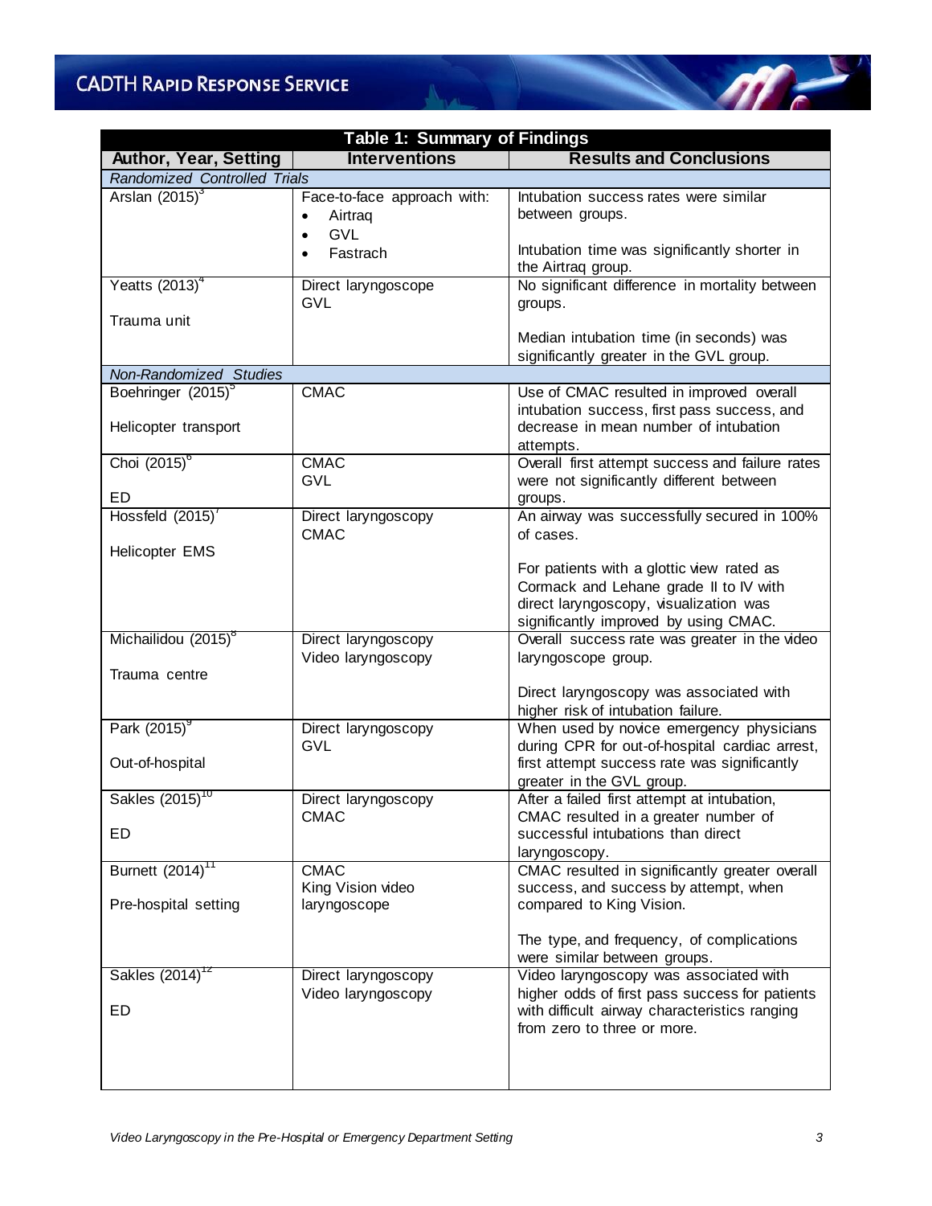**Table 1: Summary of Findings**

| Author, Year, Setting | Interventions | Results and Conclusions |
|---|---|---|
| *Randomized Controlled Trials* | | |
| Arslan (2015)[3] | Face-to-face approach with: <br>• Airtraq <br>• GVL <br>• Fastrach | Intubation success rates were similar between groups. <br><br>Intubation time was significantly shorter in the Airtraq group. |
| Yeatts (2013)[4] <br><br>Trauma unit | Direct laryngoscope <br>GVL | No significant difference in mortality between groups. <br><br>Median intubation time (in seconds) was significantly greater in the GVL group. |
| *Non-Randomized Studies* | | |
| Boehringer (2015)[5] <br><br>Helicopter transport | CMAC | Use of CMAC resulted in improved overall intubation success, first pass success, and decrease in mean number of intubation attempts. |
| Choi (2015)[6] <br><br>ED | CMAC <br>GVL | Overall first attempt success and failure rates were not significantly different between groups. |
| Hossfeld (2015)[7] <br><br>Helicopter EMS | Direct laryngoscopy <br>CMAC | An airway was successfully secured in 100% of cases. <br><br>For patients with a glottic view rated as Cormack and Lehane grade II to IV with direct laryngoscopy, visualization was significantly improved by using CMAC. |
| Michailidou (2015)[8] <br><br>Trauma centre | Direct laryngoscopy <br>Video laryngoscopy | Overall success rate was greater in the video laryngoscope group. <br><br>Direct laryngoscopy was associated with higher risk of intubation failure. |
| Park (2015)[9] <br><br>Out-of-hospital | Direct laryngoscopy <br>GVL | When used by novice emergency physicians during CPR for out-of-hospital cardiac arrest, first attempt success rate was significantly greater in the GVL group. |
| Sakles (2015)[10] <br><br>ED | Direct laryngoscopy <br>CMAC | After a failed first attempt at intubation, CMAC resulted in a greater number of successful intubations than direct laryngoscopy. |
| Burnett (2014)[11] <br><br>Pre-hospital setting | CMAC <br>King Vision video laryngoscope | CMAC resulted in significantly greater overall success, and success by attempt, when compared to King Vision. <br><br>The type, and frequency, of complications were similar between groups. |
| Sakles (2014)[12] <br><br>ED | Direct laryngoscopy <br>Video laryngoscopy | Video laryngoscopy was associated with higher odds of first pass success for patients with difficult airway characteristics ranging from zero to three or more. |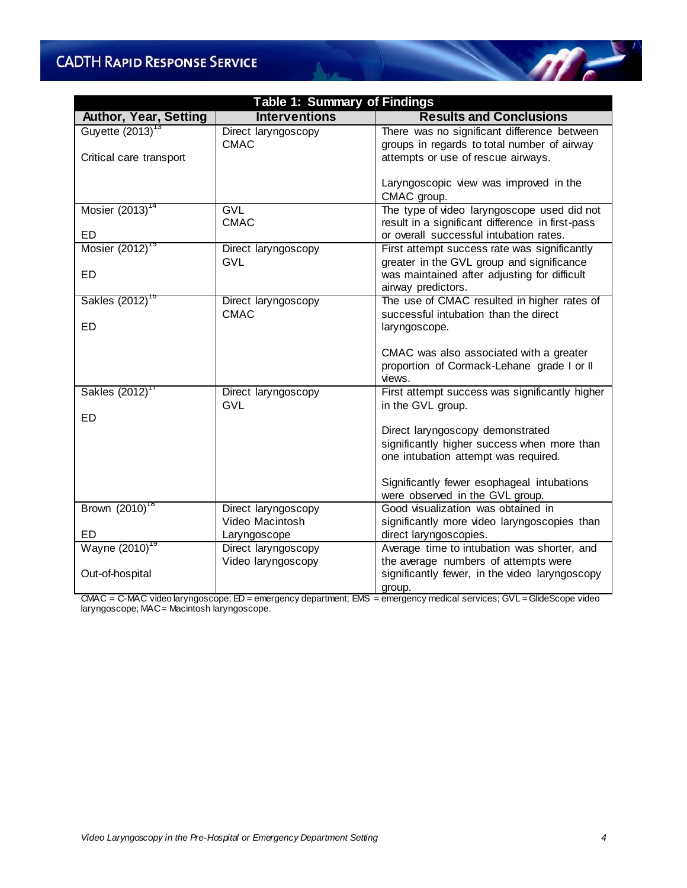**Table 1: Summary of Findings**

| Author, Year, Setting | Interventions | Results and Conclusions |
| --- | --- | --- |
| Guyette (2013)[13]<br><br>Critical care transport | Direct laryngoscopy<br>CMAC | There was no significant difference between groups in regards to total number of airway attempts or use of rescue airways.<br><br>Laryngoscopic view was improved in the CMAC group. |
| Mosier (2013)[14]<br><br>ED | GVL<br>CMAC | The type of video laryngoscope used did not result in a significant difference in first-pass or overall successful intubation rates. |
| Mosier (2012)[15]<br><br>ED | Direct laryngoscopy<br>GVL | First attempt success rate was significantly greater in the GVL group and significance was maintained after adjusting for difficult airway predictors. |
| Sakles (2012)[16]<br><br>ED | Direct laryngoscopy<br>CMAC | The use of CMAC resulted in higher rates of successful intubation than the direct laryngoscope.<br><br>CMAC was also associated with a greater proportion of Cormack-Lehane grade I or II views. |
| Sakles (2012)[17]<br><br>ED | Direct laryngoscopy<br>GVL | First attempt success was significantly higher in the GVL group.<br><br>Direct laryngoscopy demonstrated significantly higher success when more than one intubation attempt was required.<br><br>Significantly fewer esophageal intubations were observed in the GVL group. |
| Brown (2010)[18]<br><br>ED | Direct laryngoscopy<br>Video Macintosh Laryngoscope | Good visualization was obtained in significantly more video laryngoscopies than direct laryngoscopies. |
| Wayne (2010)[19]<br><br>Out-of-hospital | Direct laryngoscopy<br>Video laryngoscopy | Average time to intubation was shorter, and the average numbers of attempts were significantly fewer, in the video laryngoscopy group. |

CMAC = C-MAC video laryngoscope; ED = emergency department; EMS = emergency medical services; GVL = GlideScope video laryngoscope; MAC = Macintosh laryngoscope.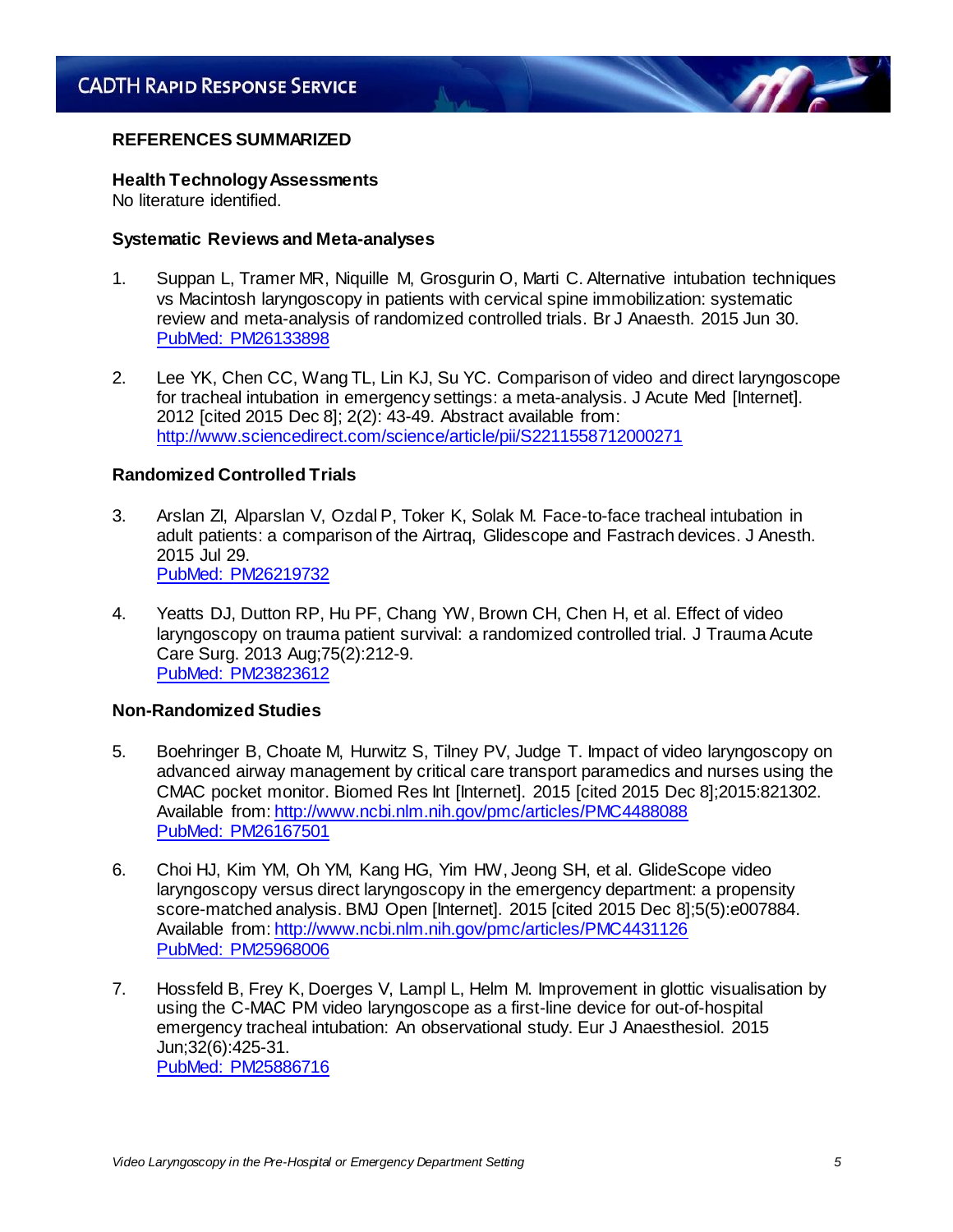## REFERENCES SUMMARIZED

**Health Technology Assessments**
No literature identified.

**Systematic Reviews and Meta-analyses**

1. Suppan L, Tramer MR, Niquille M, Grosgurin O, Marti C. Alternative intubation techniques vs Macintosh laryngoscopy in patients with cervical spine immobilization: systematic review and meta-analysis of randomized controlled trials. Br J Anaesth. 2015 Jun 30.
   PubMed: PM26133898

2. Lee YK, Chen CC, Wang TL, Lin KJ, Su YC. Comparison of video and direct laryngoscope for tracheal intubation in emergency settings: a meta-analysis. J Acute Med [Internet]. 2012 [cited 2015 Dec 8]; 2(2): 43-49. Abstract available from: http://www.sciencedirect.com/science/article/pii/S2211558712000271

**Randomized Controlled Trials**

3. Arslan ZI, Alparslan V, Ozdal P, Toker K, Solak M. Face-to-face tracheal intubation in adult patients: a comparison of the Airtraq, Glidescope and Fastrach devices. J Anesth. 2015 Jul 29.
   PubMed: PM26219732

4. Yeatts DJ, Dutton RP, Hu PF, Chang YW, Brown CH, Chen H, et al. Effect of video laryngoscopy on trauma patient survival: a randomized controlled trial. J Trauma Acute Care Surg. 2013 Aug;75(2):212-9.
   PubMed: PM23823612

**Non-Randomized Studies**

5. Boehringer B, Choate M, Hurwitz S, Tilney PV, Judge T. Impact of video laryngoscopy on advanced airway management by critical care transport paramedics and nurses using the CMAC pocket monitor. Biomed Res Int [Internet]. 2015 [cited 2015 Dec 8];2015:821302. Available from: http://www.ncbi.nlm.nih.gov/pmc/articles/PMC4488088
   PubMed: PM26167501

6. Choi HJ, Kim YM, Oh YM, Kang HG, Yim HW, Jeong SH, et al. GlideScope video laryngoscopy versus direct laryngoscopy in the emergency department: a propensity score-matched analysis. BMJ Open [Internet]. 2015 [cited 2015 Dec 8];5(5):e007884. Available from: http://www.ncbi.nlm.nih.gov/pmc/articles/PMC4431126
   PubMed: PM25968006

7. Hossfeld B, Frey K, Doerges V, Lampl L, Helm M. Improvement in glottic visualisation by using the C-MAC PM video laryngoscope as a first-line device for out-of-hospital emergency tracheal intubation: An observational study. Eur J Anaesthesiol. 2015 Jun;32(6):425-31.
   PubMed: PM25886716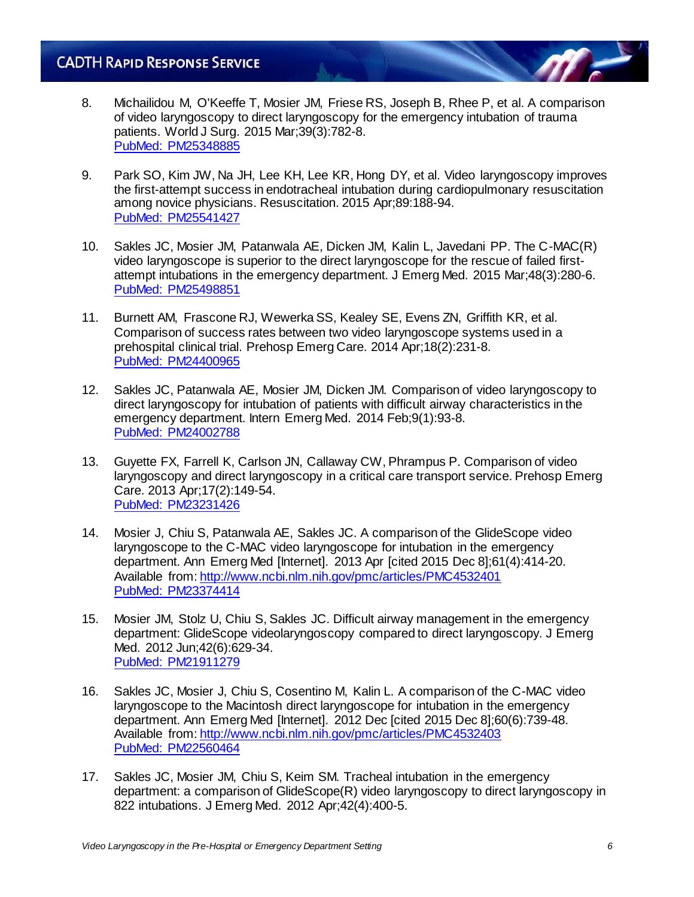8. Michailidou M, O'Keeffe T, Mosier JM, Friese RS, Joseph B, Rhee P, et al. A comparison of video laryngoscopy to direct laryngoscopy for the emergency intubation of trauma patients. World J Surg. 2015 Mar;39(3):782-8.
   PubMed: PM25348885

9. Park SO, Kim JW, Na JH, Lee KH, Lee KR, Hong DY, et al. Video laryngoscopy improves the first-attempt success in endotracheal intubation during cardiopulmonary resuscitation among novice physicians. Resuscitation. 2015 Apr;89:188-94.
   PubMed: PM25541427

10. Sakles JC, Mosier JM, Patanwala AE, Dicken JM, Kalin L, Javedani PP. The C-MAC(R) video laryngoscope is superior to the direct laryngoscope for the rescue of failed first-attempt intubations in the emergency department. J Emerg Med. 2015 Mar;48(3):280-6.
    PubMed: PM25498851

11. Burnett AM, Frascone RJ, Wewerka SS, Kealey SE, Evens ZN, Griffith KR, et al. Comparison of success rates between two video laryngoscope systems used in a prehospital clinical trial. Prehosp Emerg Care. 2014 Apr;18(2):231-8.
    PubMed: PM24400965

12. Sakles JC, Patanwala AE, Mosier JM, Dicken JM. Comparison of video laryngoscopy to direct laryngoscopy for intubation of patients with difficult airway characteristics in the emergency department. Intern Emerg Med. 2014 Feb;9(1):93-8.
    PubMed: PM24002788

13. Guyette FX, Farrell K, Carlson JN, Callaway CW, Phrampus P. Comparison of video laryngoscopy and direct laryngoscopy in a critical care transport service. Prehosp Emerg Care. 2013 Apr;17(2):149-54.
    PubMed: PM23231426

14. Mosier J, Chiu S, Patanwala AE, Sakles JC. A comparison of the GlideScope video laryngoscope to the C-MAC video laryngoscope for intubation in the emergency department. Ann Emerg Med [Internet]. 2013 Apr [cited 2015 Dec 8];61(4):414-20. Available from: http://www.ncbi.nlm.nih.gov/pmc/articles/PMC4532401
    PubMed: PM23374414

15. Mosier JM, Stolz U, Chiu S, Sakles JC. Difficult airway management in the emergency department: GlideScope videolaryngoscopy compared to direct laryngoscopy. J Emerg Med. 2012 Jun;42(6):629-34.
    PubMed: PM21911279

16. Sakles JC, Mosier J, Chiu S, Cosentino M, Kalin L. A comparison of the C-MAC video laryngoscope to the Macintosh direct laryngoscope for intubation in the emergency department. Ann Emerg Med [Internet]. 2012 Dec [cited 2015 Dec 8];60(6):739-48. Available from: http://www.ncbi.nlm.nih.gov/pmc/articles/PMC4532403
    PubMed: PM22560464

17. Sakles JC, Mosier JM, Chiu S, Keim SM. Tracheal intubation in the emergency department: a comparison of GlideScope(R) video laryngoscopy to direct laryngoscopy in 822 intubations. J Emerg Med. 2012 Apr;42(4):400-5.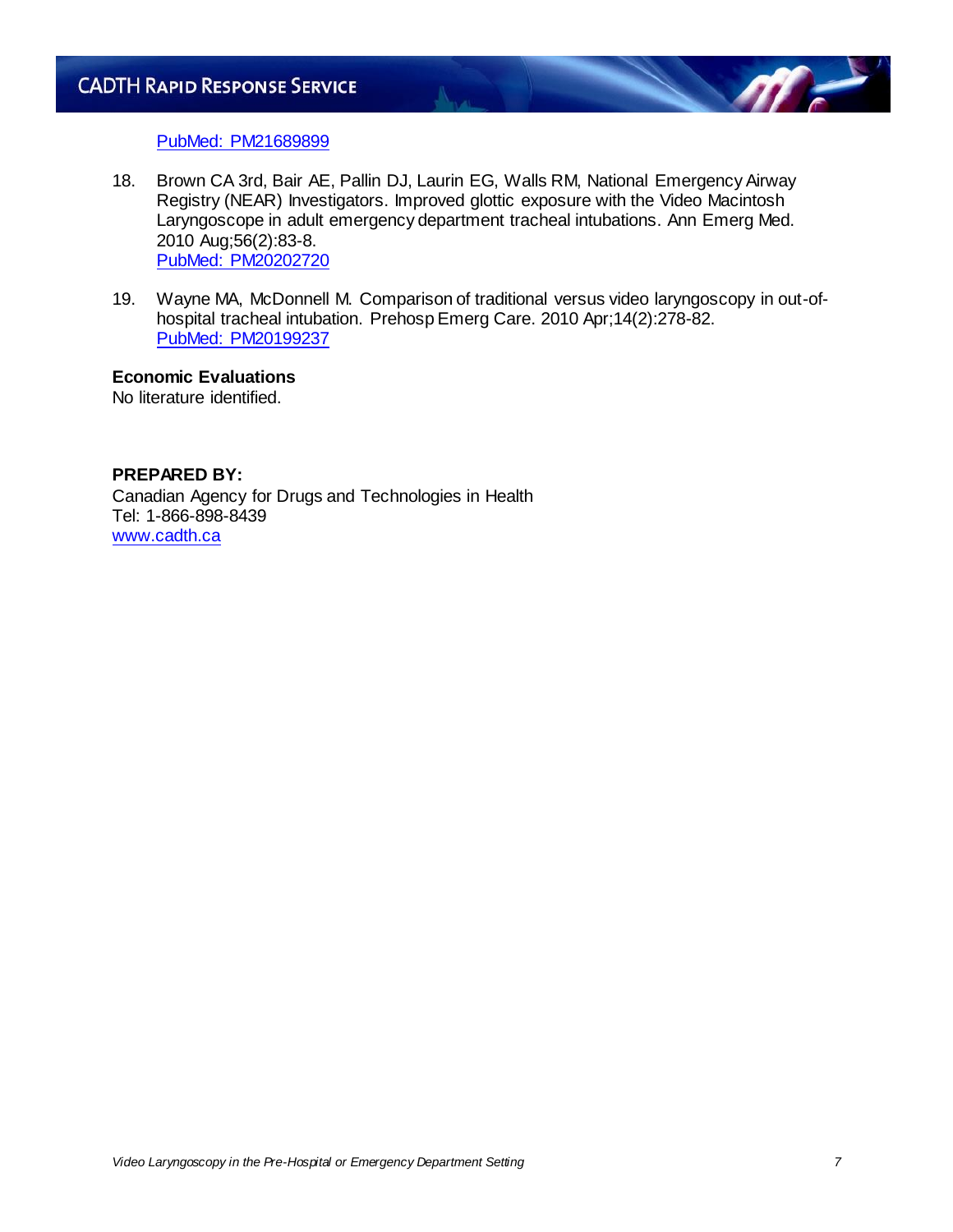PubMed: PM21689899

18. Brown CA 3rd, Bair AE, Pallin DJ, Laurin EG, Walls RM, National Emergency Airway Registry (NEAR) Investigators. Improved glottic exposure with the Video Macintosh Laryngoscope in adult emergency department tracheal intubations. Ann Emerg Med. 2010 Aug;56(2):83-8.
PubMed: PM20202720

19. Wayne MA, McDonnell M. Comparison of traditional versus video laryngoscopy in out-of-hospital tracheal intubation. Prehosp Emerg Care. 2010 Apr;14(2):278-82.
PubMed: PM20199237

**Economic Evaluations**

No literature identified.

**PREPARED BY:**

Canadian Agency for Drugs and Technologies in Health
Tel: 1-866-898-8439
www.cadth.ca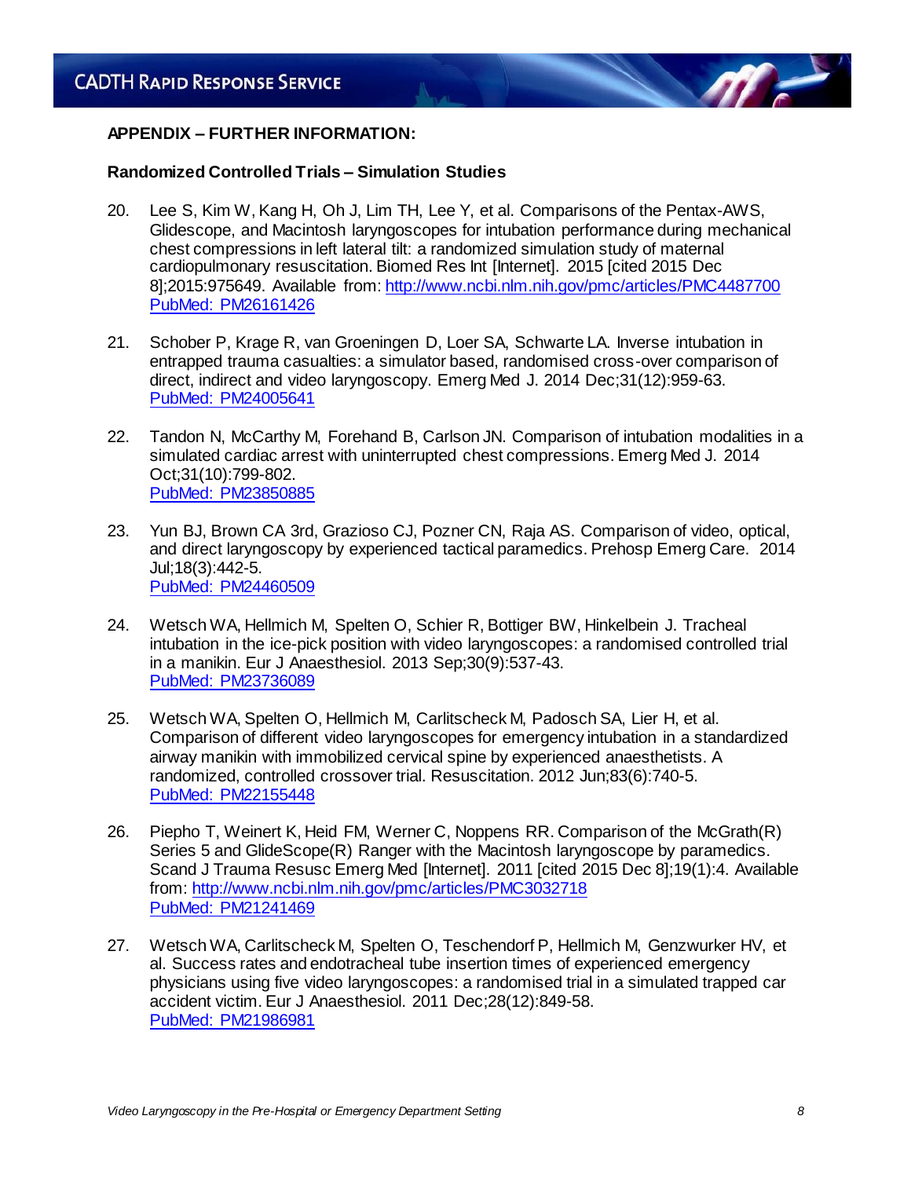**APPENDIX – FURTHER INFORMATION:**

**Randomized Controlled Trials – Simulation Studies**

20. Lee S, Kim W, Kang H, Oh J, Lim TH, Lee Y, et al. Comparisons of the Pentax-AWS, Glidescope, and Macintosh laryngoscopes for intubation performance during mechanical chest compressions in left lateral tilt: a randomized simulation study of maternal cardiopulmonary resuscitation. Biomed Res Int [Internet]. 2015 [cited 2015 Dec 8];2015:975649. Available from: http://www.ncbi.nlm.nih.gov/pmc/articles/PMC4487700
PubMed: PM26161426

21. Schober P, Krage R, van Groeningen D, Loer SA, Schwarte LA. Inverse intubation in entrapped trauma casualties: a simulator based, randomised cross-over comparison of direct, indirect and video laryngoscopy. Emerg Med J. 2014 Dec;31(12):959-63.
PubMed: PM24005641

22. Tandon N, McCarthy M, Forehand B, Carlson JN. Comparison of intubation modalities in a simulated cardiac arrest with uninterrupted chest compressions. Emerg Med J. 2014 Oct;31(10):799-802.
PubMed: PM23850885

23. Yun BJ, Brown CA 3rd, Grazioso CJ, Pozner CN, Raja AS. Comparison of video, optical, and direct laryngoscopy by experienced tactical paramedics. Prehosp Emerg Care. 2014 Jul;18(3):442-5.
PubMed: PM24460509

24. Wetsch WA, Hellmich M, Spelten O, Schier R, Bottiger BW, Hinkelbein J. Tracheal intubation in the ice-pick position with video laryngoscopes: a randomised controlled trial in a manikin. Eur J Anaesthesiol. 2013 Sep;30(9):537-43.
PubMed: PM23736089

25. Wetsch WA, Spelten O, Hellmich M, Carlitscheck M, Padosch SA, Lier H, et al. Comparison of different video laryngoscopes for emergency intubation in a standardized airway manikin with immobilized cervical spine by experienced anaesthetists. A randomized, controlled crossover trial. Resuscitation. 2012 Jun;83(6):740-5.
PubMed: PM22155448

26. Piepho T, Weinert K, Heid FM, Werner C, Noppens RR. Comparison of the McGrath(R) Series 5 and GlideScope(R) Ranger with the Macintosh laryngoscope by paramedics. Scand J Trauma Resusc Emerg Med [Internet]. 2011 [cited 2015 Dec 8];19(1):4. Available from: http://www.ncbi.nlm.nih.gov/pmc/articles/PMC3032718
PubMed: PM21241469

27. Wetsch WA, Carlitscheck M, Spelten O, Teschendorf P, Hellmich M, Genzwurker HV, et al. Success rates and endotracheal tube insertion times of experienced emergency physicians using five video laryngoscopes: a randomised trial in a simulated trapped car accident victim. Eur J Anaesthesiol. 2011 Dec;28(12):849-58.
PubMed: PM21986981